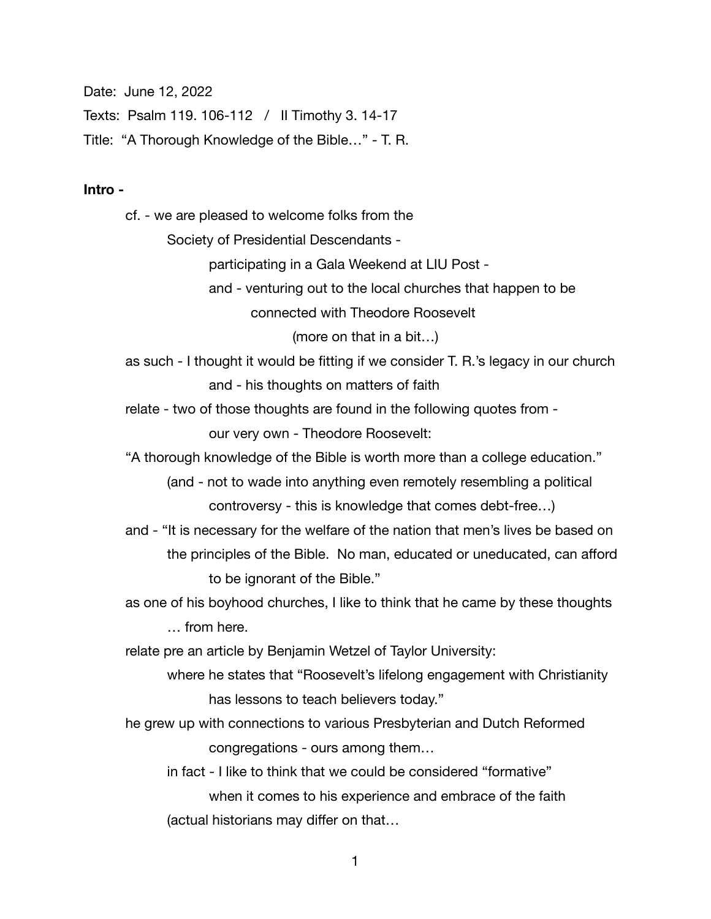Date: June 12, 2022

Texts: Psalm 119. 106-112 / II Timothy 3. 14-17

Title: "A Thorough Knowledge of the Bible…" - T. R.

**Intro -**

cf. - we are pleased to welcome folks from the
    Society of Presidential Descendants -
        participating in a Gala Weekend at LIU Post -
        and - venturing out to the local churches that happen to be
            connected with Theodore Roosevelt
                (more on that in a bit…)

as such - I thought it would be fitting if we consider T. R.'s legacy in our church
        and - his thoughts on matters of faith

relate - two of those thoughts are found in the following quotes from -
        our very own - Theodore Roosevelt:

"A thorough knowledge of the Bible is worth more than a college education."
    (and - not to wade into anything even remotely resembling a political
        controversy - this is knowledge that comes debt-free…)

and - "It is necessary for the welfare of the nation that men's lives be based on
    the principles of the Bible. No man, educated or uneducated, can afford
        to be ignorant of the Bible."

as one of his boyhood churches, I like to think that he came by these thoughts
    … from here.

relate pre an article by Benjamin Wetzel of Taylor University:
    where he states that "Roosevelt's lifelong engagement with Christianity
        has lessons to teach believers today."

he grew up with connections to various Presbyterian and Dutch Reformed
        congregations - ours among them…
    in fact - I like to think that we could be considered "formative"
        when it comes to his experience and embrace of the faith
    (actual historians may differ on that…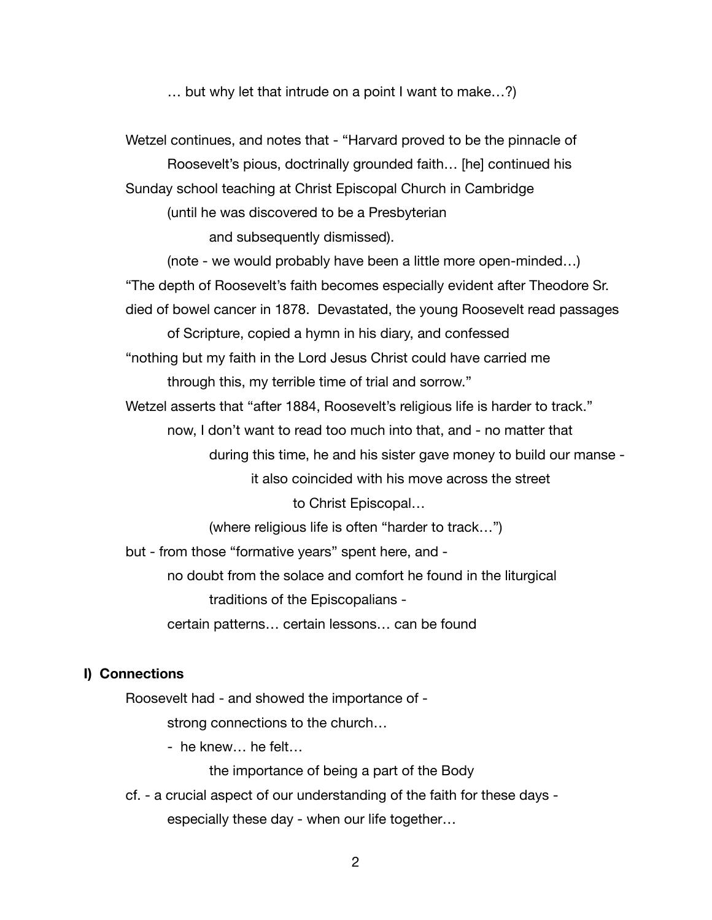… but why let that intrude on a point I want to make…?)

Wetzel continues, and notes that - "Harvard proved to be the pinnacle of
Roosevelt's pious, doctrinally grounded faith… [he] continued his
Sunday school teaching at Christ Episcopal Church in Cambridge
(until he was discovered to be a Presbyterian
and subsequently dismissed).
(note - we would probably have been a little more open-minded…)
"The depth of Roosevelt's faith becomes especially evident after Theodore Sr.
died of bowel cancer in 1878. Devastated, the young Roosevelt read passages
of Scripture, copied a hymn in his diary, and confessed
"nothing but my faith in the Lord Jesus Christ could have carried me
through this, my terrible time of trial and sorrow."
Wetzel asserts that "after 1884, Roosevelt's religious life is harder to track."
now, I don't want to read too much into that, and - no matter that
during this time, he and his sister gave money to build our manse -
it also coincided with his move across the street
to Christ Episcopal…
(where religious life is often "harder to track…")
but - from those "formative years" spent here, and -
no doubt from the solace and comfort he found in the liturgical
traditions of the Episcopalians -
certain patterns… certain lessons… can be found

**I) Connections**

Roosevelt had - and showed the importance of -
strong connections to the church…
- he knew… he felt…
the importance of being a part of the Body
cf. - a crucial aspect of our understanding of the faith for these days -
especially these day - when our life together…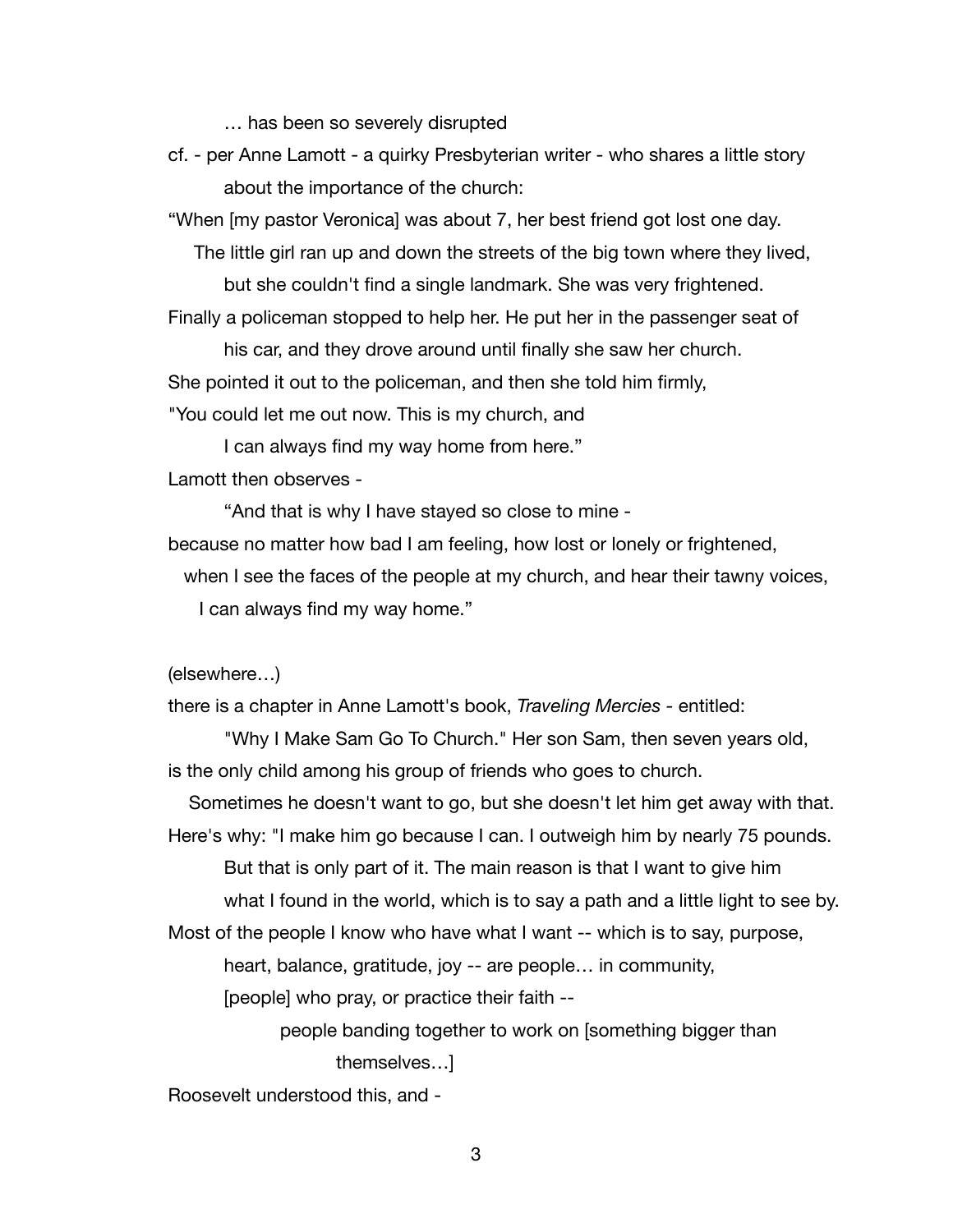… has been so severely disrupted

cf. - per Anne Lamott - a quirky Presbyterian writer - who shares a little story about the importance of the church:

“When [my pastor Veronica] was about 7, her best friend got lost one day.
The little girl ran up and down the streets of the big town where they lived,
but she couldn't find a single landmark. She was very frightened.
Finally a policeman stopped to help her. He put her in the passenger seat of
his car, and they drove around until finally she saw her church.
She pointed it out to the policeman, and then she told him firmly,
"You could let me out now. This is my church, and
I can always find my way home from here.”

Lamott then observes -
“And that is why I have stayed so close to mine -
because no matter how bad I am feeling, how lost or lonely or frightened,
when I see the faces of the people at my church, and hear their tawny voices,
I can always find my way home.”

(elsewhere…)

there is a chapter in Anne Lamott's book, *Traveling Mercies* - entitled:
"Why I Make Sam Go To Church." Her son Sam, then seven years old,
is the only child among his group of friends who goes to church.
Sometimes he doesn't want to go, but she doesn't let him get away with that.
Here's why: "I make him go because I can. I outweigh him by nearly 75 pounds.
But that is only part of it. The main reason is that I want to give him
what I found in the world, which is to say a path and a little light to see by.
Most of the people I know who have what I want -- which is to say, purpose,
heart, balance, gratitude, joy -- are people… in community,
[people] who pray, or practice their faith --
people banding together to work on [something bigger than
themselves…]

Roosevelt understood this, and -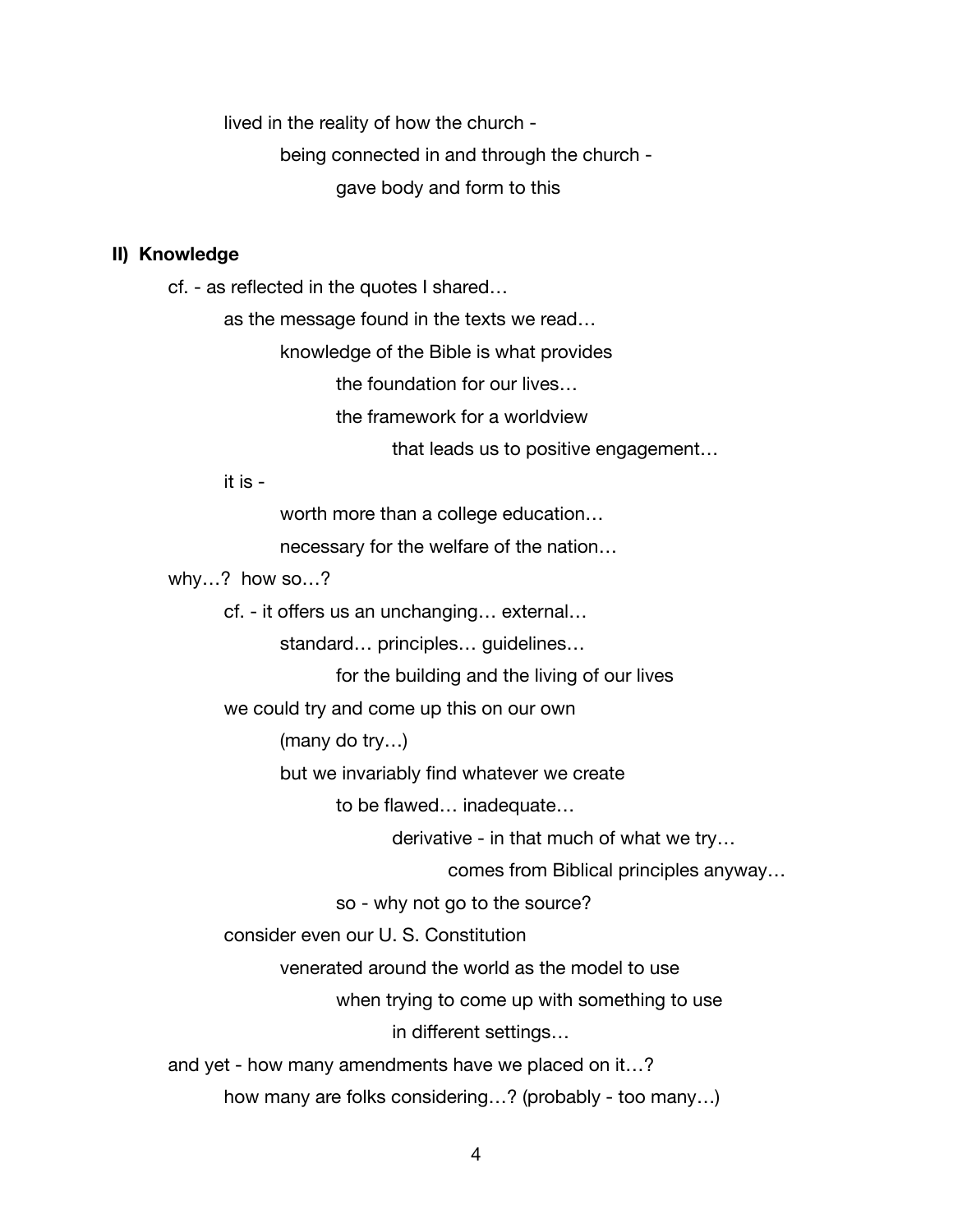lived in the reality of how the church -

being connected in and through the church -

gave body and form to this

**II) Knowledge**

cf. - as reflected in the quotes I shared…

as the message found in the texts we read…

knowledge of the Bible is what provides

the foundation for our lives…

the framework for a worldview

that leads us to positive engagement…

it is -

worth more than a college education…

necessary for the welfare of the nation…

why…? how so…?

cf. - it offers us an unchanging… external…

standard… principles… guidelines…

for the building and the living of our lives

we could try and come up this on our own

(many do try…)

but we invariably find whatever we create

to be flawed… inadequate…

derivative - in that much of what we try…

comes from Biblical principles anyway…

so - why not go to the source?

consider even our U. S. Constitution

venerated around the world as the model to use

when trying to come up with something to use

in different settings…

and yet - how many amendments have we placed on it…?

how many are folks considering…? (probably - too many…)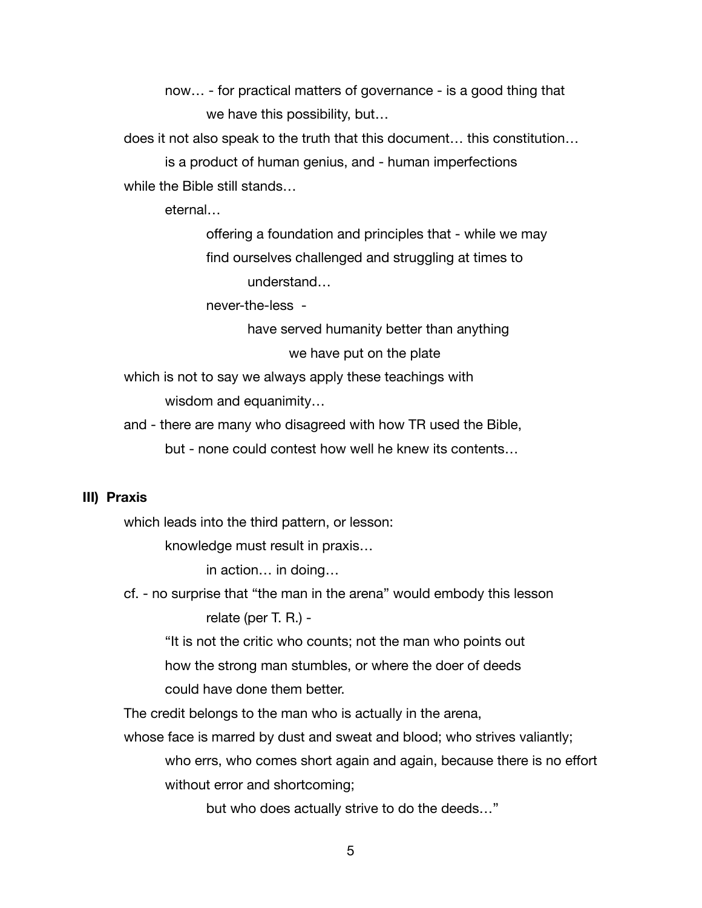now… - for practical matters of governance - is a good thing that
we have this possibility, but…

does it not also speak to the truth that this document… this constitution…
is a product of human genius, and - human imperfections

while the Bible still stands…

eternal…

offering a foundation and principles that - while we may
find ourselves challenged and struggling at times to
understand…

never-the-less -

have served humanity better than anything
we have put on the plate

which is not to say we always apply these teachings with
wisdom and equanimity…

and - there are many who disagreed with how TR used the Bible,
but - none could contest how well he knew its contents…

**III) Praxis**

which leads into the third pattern, or lesson:

knowledge must result in praxis…

in action… in doing…

cf. - no surprise that "the man in the arena" would embody this lesson

relate (per T. R.) -

"It is not the critic who counts; not the man who points out
how the strong man stumbles, or where the doer of deeds
could have done them better.

The credit belongs to the man who is actually in the arena,

whose face is marred by dust and sweat and blood; who strives valiantly;

who errs, who comes short again and again, because there is no effort
without error and shortcoming;

but who does actually strive to do the deeds…"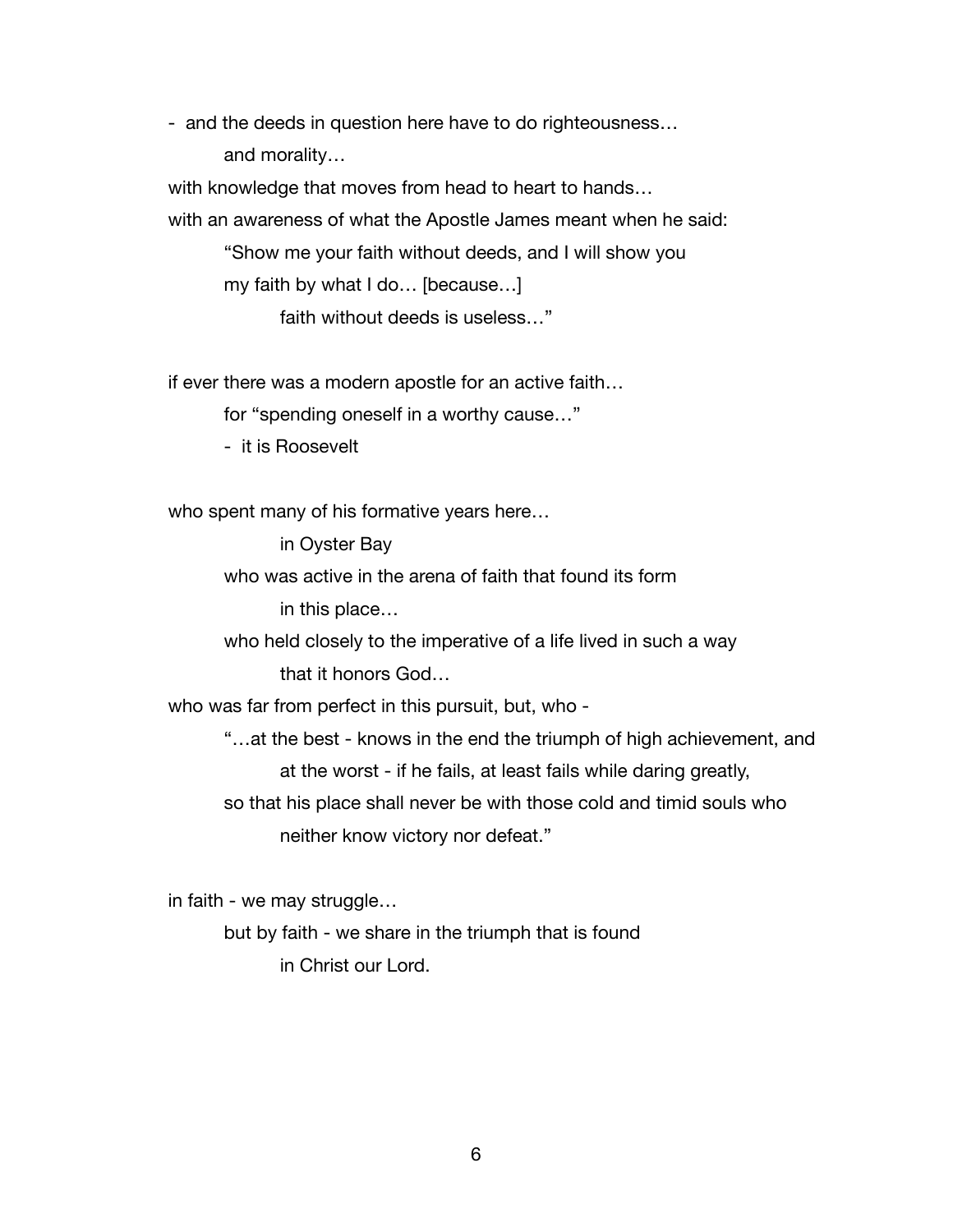- and the deeds in question here have to do righteousness…

    and morality…

with knowledge that moves from head to heart to hands…

with an awareness of what the Apostle James meant when he said:

    “Show me your faith without deeds, and I will show you

    my faith by what I do… [because…]

        faith without deeds is useless…”

if ever there was a modern apostle for an active faith…

    for “spending oneself in a worthy cause…”

    - it is Roosevelt

who spent many of his formative years here…

        in Oyster Bay

    who was active in the arena of faith that found its form

        in this place…

    who held closely to the imperative of a life lived in such a way

        that it honors God…

who was far from perfect in this pursuit, but, who -

    “…at the best - knows in the end the triumph of high achievement, and

        at the worst - if he fails, at least fails while daring greatly,

    so that his place shall never be with those cold and timid souls who

        neither know victory nor defeat.”

in faith - we may struggle…

    but by faith - we share in the triumph that is found

        in Christ our Lord.